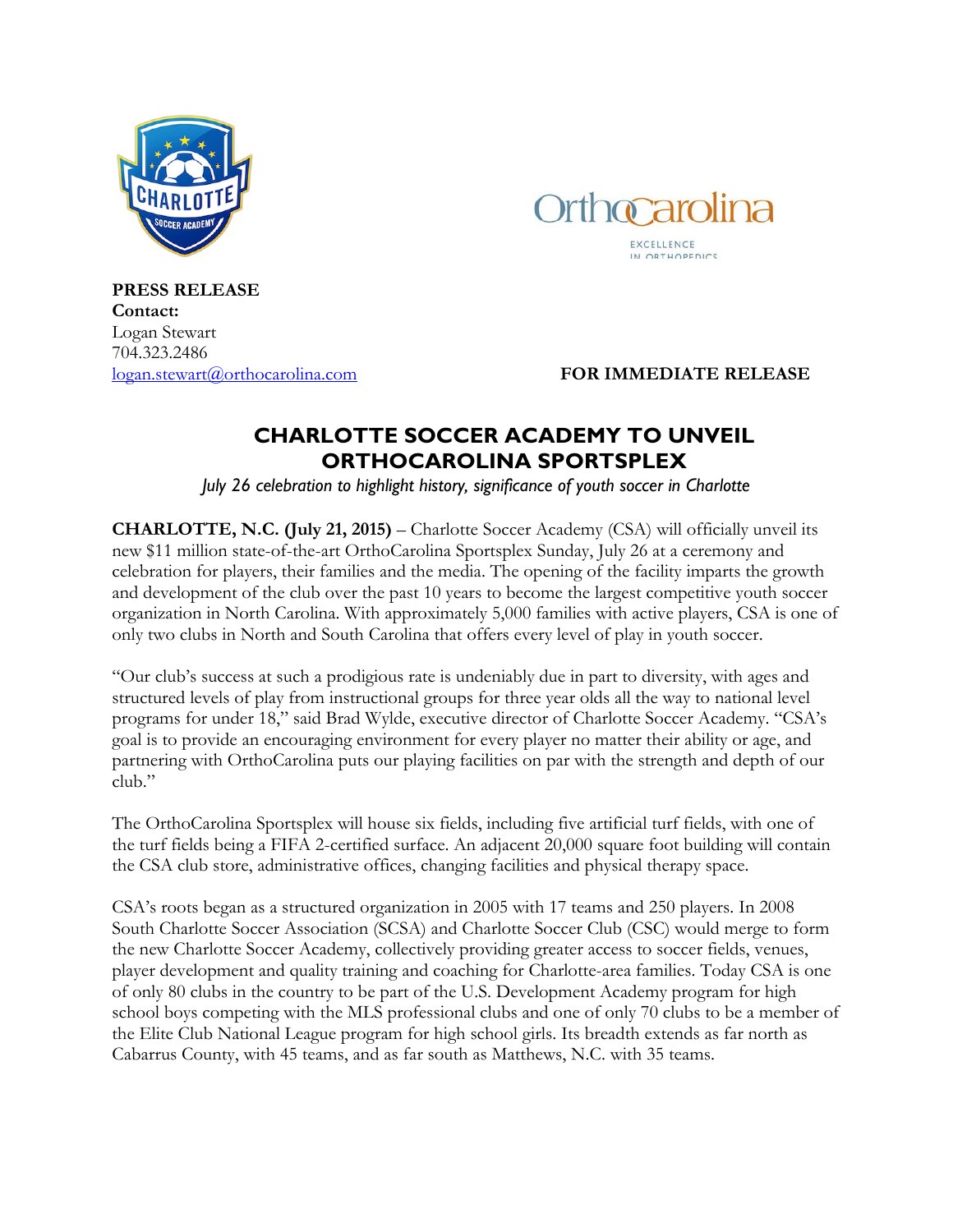**PRESS RELEASE**
**Contact:**
Logan Stewart
704.323.2486
logan.stewart@orthocarolina.com

**FOR IMMEDIATE RELEASE**

# CHARLOTTE SOCCER ACADEMY TO UNVEIL ORTHOCAROLINA SPORTSPLEX

*July 26 celebration to highlight history, significance of youth soccer in Charlotte*

**CHARLOTTE, N.C. (July 21, 2015)** – Charlotte Soccer Academy (CSA) will officially unveil its new $11 million state-of-the-art OrthoCarolina Sportsplex Sunday, July 26 at a ceremony and celebration for players, their families and the media. The opening of the facility imparts the growth and development of the club over the past 10 years to become the largest competitive youth soccer organization in North Carolina. With approximately 5,000 families with active players, CSA is one of only two clubs in North and South Carolina that offers every level of play in youth soccer.

"Our club's success at such a prodigious rate is undeniably due in part to diversity, with ages and structured levels of play from instructional groups for three year olds all the way to national level programs for under 18," said Brad Wylde, executive director of Charlotte Soccer Academy. "CSA's goal is to provide an encouraging environment for every player no matter their ability or age, and partnering with OrthoCarolina puts our playing facilities on par with the strength and depth of our club."

The OrthoCarolina Sportsplex will house six fields, including five artificial turf fields, with one of the turf fields being a FIFA 2-certified surface. An adjacent 20,000 square foot building will contain the CSA club store, administrative offices, changing facilities and physical therapy space.

CSA's roots began as a structured organization in 2005 with 17 teams and 250 players. In 2008 South Charlotte Soccer Association (SCSA) and Charlotte Soccer Club (CSC) would merge to form the new Charlotte Soccer Academy, collectively providing greater access to soccer fields, venues, player development and quality training and coaching for Charlotte-area families. Today CSA is one of only 80 clubs in the country to be part of the U.S. Development Academy program for high school boys competing with the MLS professional clubs and one of only 70 clubs to be a member of the Elite Club National League program for high school girls. Its breadth extends as far north as Cabarrus County, with 45 teams, and as far south as Matthews, N.C. with 35 teams.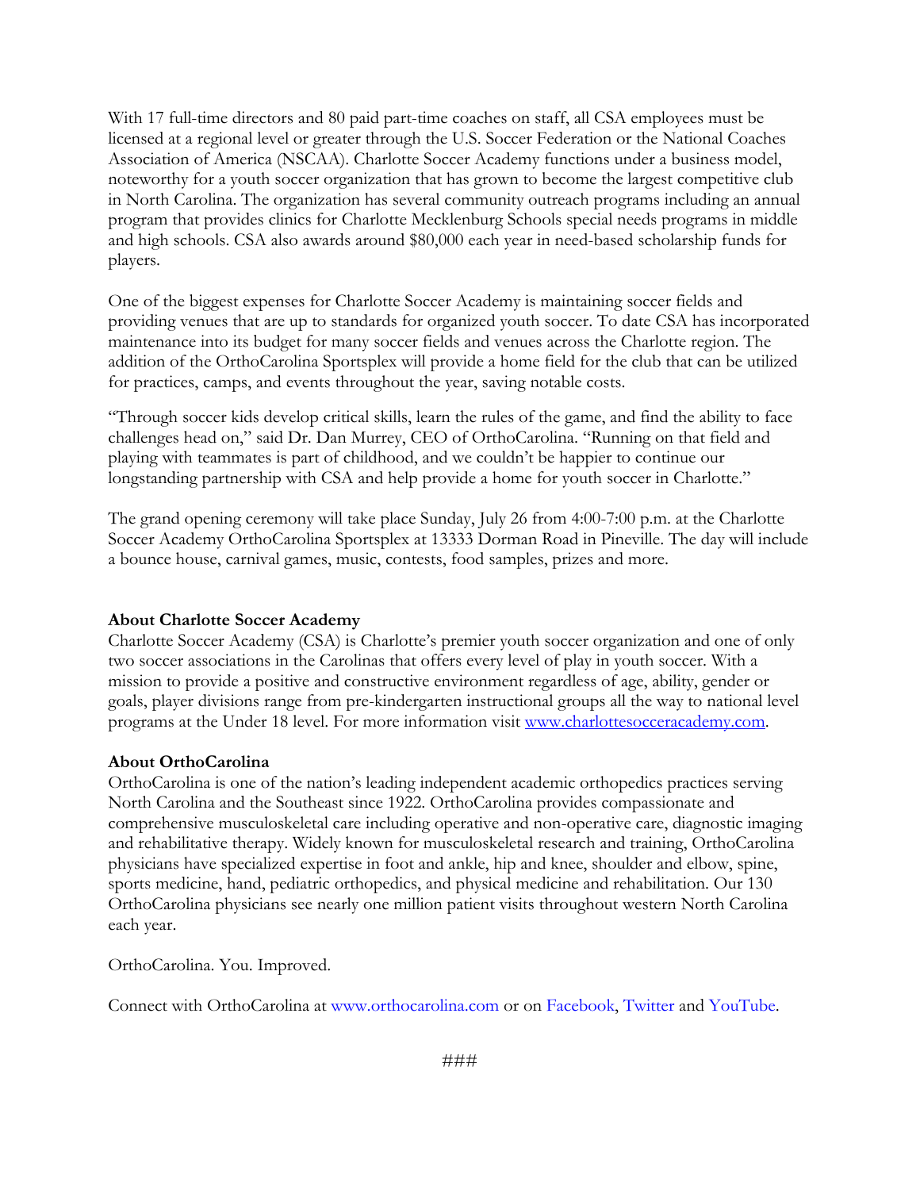With 17 full-time directors and 80 paid part-time coaches on staff, all CSA employees must be licensed at a regional level or greater through the U.S. Soccer Federation or the National Coaches Association of America (NSCAA). Charlotte Soccer Academy functions under a business model, noteworthy for a youth soccer organization that has grown to become the largest competitive club in North Carolina. The organization has several community outreach programs including an annual program that provides clinics for Charlotte Mecklenburg Schools special needs programs in middle and high schools. CSA also awards around $80,000 each year in need-based scholarship funds for players.

One of the biggest expenses for Charlotte Soccer Academy is maintaining soccer fields and providing venues that are up to standards for organized youth soccer. To date CSA has incorporated maintenance into its budget for many soccer fields and venues across the Charlotte region. The addition of the OrthoCarolina Sportsplex will provide a home field for the club that can be utilized for practices, camps, and events throughout the year, saving notable costs.

"Through soccer kids develop critical skills, learn the rules of the game, and find the ability to face challenges head on," said Dr. Dan Murrey, CEO of OrthoCarolina. "Running on that field and playing with teammates is part of childhood, and we couldn't be happier to continue our longstanding partnership with CSA and help provide a home for youth soccer in Charlotte."

The grand opening ceremony will take place Sunday, July 26 from 4:00-7:00 p.m. at the Charlotte Soccer Academy OrthoCarolina Sportsplex at 13333 Dorman Road in Pineville. The day will include a bounce house, carnival games, music, contests, food samples, prizes and more.

**About Charlotte Soccer Academy**
Charlotte Soccer Academy (CSA) is Charlotte's premier youth soccer organization and one of only two soccer associations in the Carolinas that offers every level of play in youth soccer. With a mission to provide a positive and constructive environment regardless of age, ability, gender or goals, player divisions range from pre-kindergarten instructional groups all the way to national level programs at the Under 18 level. For more information visit [www.charlottesocceracademy.com](www.charlottesocceracademy.com).

**About OrthoCarolina**
OrthoCarolina is one of the nation's leading independent academic orthopedics practices serving North Carolina and the Southeast since 1922. OrthoCarolina provides compassionate and comprehensive musculoskeletal care including operative and non-operative care, diagnostic imaging and rehabilitative therapy. Widely known for musculoskeletal research and training, OrthoCarolina physicians have specialized expertise in foot and ankle, hip and knee, shoulder and elbow, spine, sports medicine, hand, pediatric orthopedics, and physical medicine and rehabilitation. Our 130 OrthoCarolina physicians see nearly one million patient visits throughout western North Carolina each year.

OrthoCarolina. You. Improved.

Connect with OrthoCarolina at www.orthocarolina.com or on Facebook, Twitter and YouTube.

###